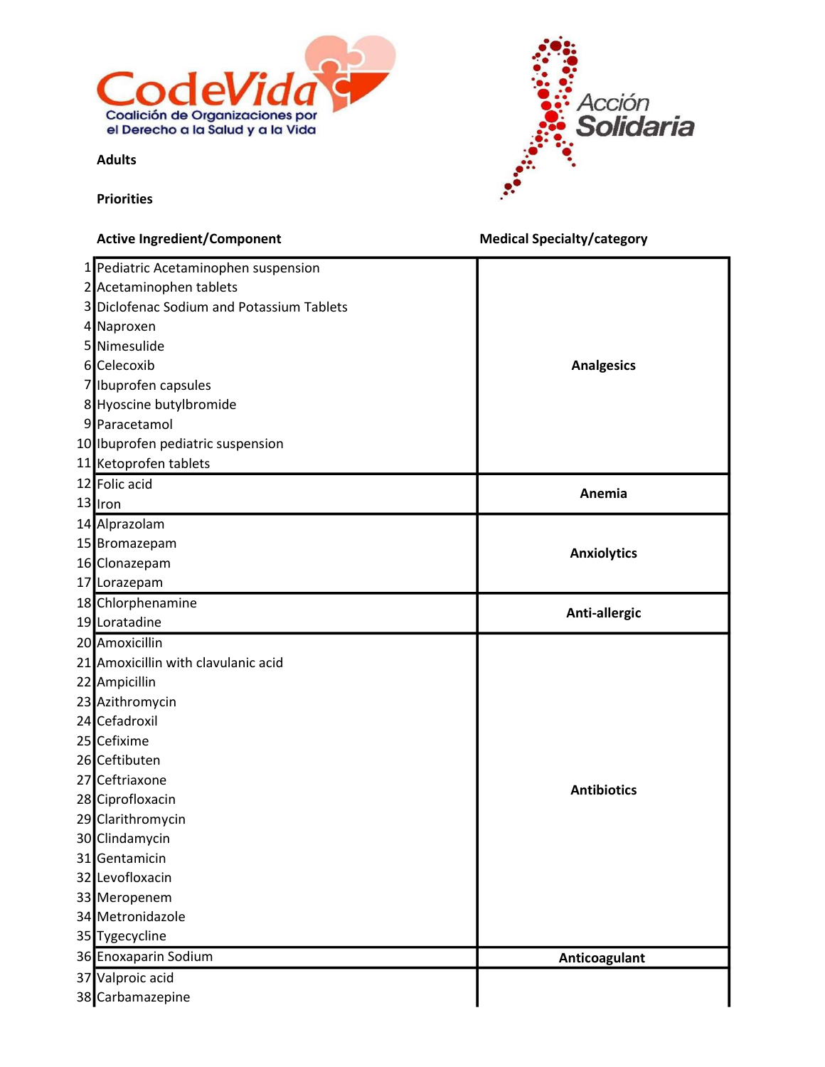CodeVida
Coalición de Organizaciones por el Derecho a la Salud y a la Vida

Acción Solidaria

**Adults**

**Priorities**

| # | Active Ingredient/Component | Medical Specialty/category |
|---|---|---|
| 1 | Pediatric Acetaminophen suspension | Analgesics |
| 2 | Acetaminophen tablets | |
| 3 | Diclofenac Sodium and Potassium Tablets | |
| 4 | Naproxen | |
| 5 | Nimesulide | |
| 6 | Celecoxib | |
| 7 | Ibuprofen capsules | |
| 8 | Hyoscine butylbromide | |
| 9 | Paracetamol | |
| 10 | Ibuprofen pediatric suspension | |
| 11 | Ketoprofen tablets | |
| 12 | Folic acid | Anemia |
| 13 | Iron | |
| 14 | Alprazolam | Anxiolytics |
| 15 | Bromazepam | |
| 16 | Clonazepam | |
| 17 | Lorazepam | |
| 18 | Chlorphenamine | Anti-allergic |
| 19 | Loratadine | |
| 20 | Amoxicillin | Antibiotics |
| 21 | Amoxicillin with clavulanic acid | |
| 22 | Ampicillin | |
| 23 | Azithromycin | |
| 24 | Cefadroxil | |
| 25 | Cefixime | |
| 26 | Ceftibuten | |
| 27 | Ceftriaxone | |
| 28 | Ciprofloxacin | |
| 29 | Clarithromycin | |
| 30 | Clindamycin | |
| 31 | Gentamicin | |
| 32 | Levofloxacin | |
| 33 | Meropenem | |
| 34 | Metronidazole | |
| 35 | Tygecycline | |
| 36 | Enoxaparin Sodium | Anticoagulant |
| 37 | Valproic acid | |
| 38 | Carbamazepine | |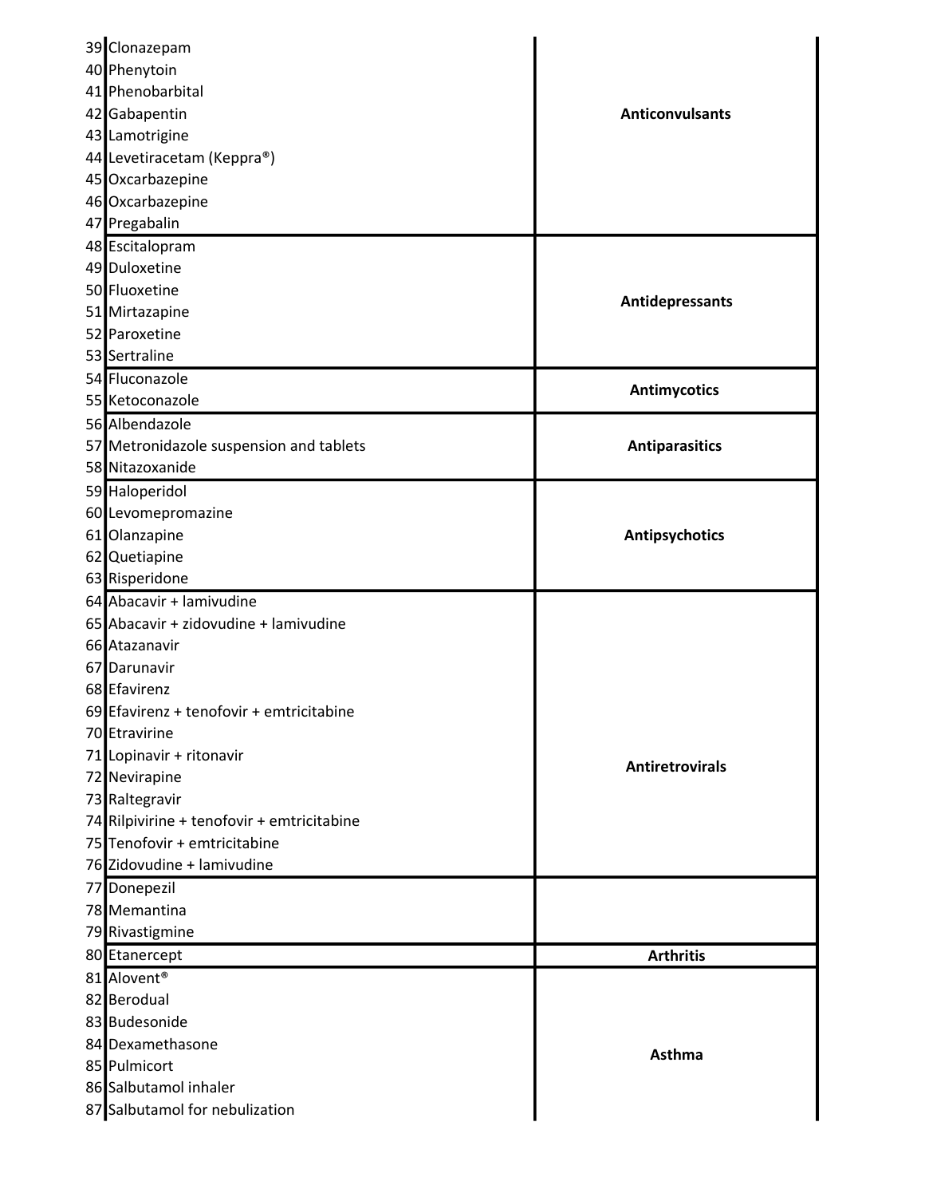| # | Medication | Category |
|---|---|---|
| 39 | Clonazepam | Anticonvulsants |
| 40 | Phenytoin | |
| 41 | Phenobarbital | |
| 42 | Gabapentin | |
| 43 | Lamotrigine | |
| 44 | Levetiracetam (Keppra®) | |
| 45 | Oxcarbazepine | |
| 46 | Oxcarbazepine | |
| 47 | Pregabalin | |
| 48 | Escitalopram | Antidepressants |
| 49 | Duloxetine | |
| 50 | Fluoxetine | |
| 51 | Mirtazapine | |
| 52 | Paroxetine | |
| 53 | Sertraline | |
| 54 | Fluconazole | Antimycotics |
| 55 | Ketoconazole | |
| 56 | Albendazole | Antiparasitics |
| 57 | Metronidazole suspension and tablets | |
| 58 | Nitazoxanide | |
| 59 | Haloperidol | Antipsychotics |
| 60 | Levomepromazine | |
| 61 | Olanzapine | |
| 62 | Quetiapine | |
| 63 | Risperidone | |
| 64 | Abacavir + lamivudine | Antiretrovirals |
| 65 | Abacavir + zidovudine + lamivudine | |
| 66 | Atazanavir | |
| 67 | Darunavir | |
| 68 | Efavirenz | |
| 69 | Efavirenz + tenofovir + emtricitabine | |
| 70 | Etravirine | |
| 71 | Lopinavir + ritonavir | |
| 72 | Nevirapine | |
| 73 | Raltegravir | |
| 74 | Rilpivirine + tenofovir + emtricitabine | |
| 75 | Tenofovir + emtricitabine | |
| 76 | Zidovudine + lamivudine | |
| 77 | Donepezil | |
| 78 | Memantina | |
| 79 | Rivastigmine | |
| 80 | Etanercept | Arthritis |
| 81 | Alovent® | Asthma |
| 82 | Berodual | |
| 83 | Budesonide | |
| 84 | Dexamethasone | |
| 85 | Pulmicort | |
| 86 | Salbutamol inhaler | |
| 87 | Salbutamol for nebulization | |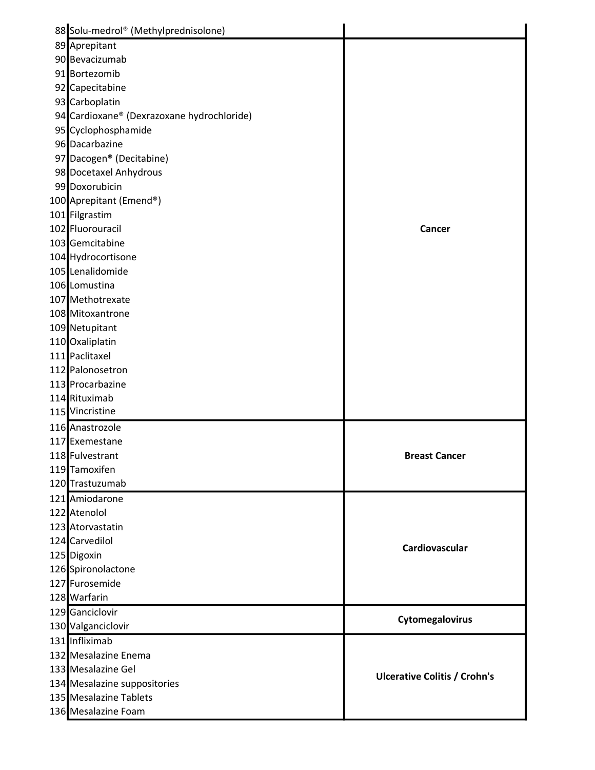| | | |
|---|---|---|
| 88 | Solu-medrol® (Methylprednisolone) | |
| 89 | Aprepitant | Cancer |
| 90 | Bevacizumab | |
| 91 | Bortezomib | |
| 92 | Capecitabine | |
| 93 | Carboplatin | |
| 94 | Cardioxane® (Dexrazoxane hydrochloride) | |
| 95 | Cyclophosphamide | |
| 96 | Dacarbazine | |
| 97 | Dacogen® (Decitabine) | |
| 98 | Docetaxel Anhydrous | |
| 99 | Doxorubicin | |
| 100 | Aprepitant (Emend®) | |
| 101 | Filgrastim | |
| 102 | Fluorouracil | |
| 103 | Gemcitabine | |
| 104 | Hydrocortisone | |
| 105 | Lenalidomide | |
| 106 | Lomustina | |
| 107 | Methotrexate | |
| 108 | Mitoxantrone | |
| 109 | Netupitant | |
| 110 | Oxaliplatin | |
| 111 | Paclitaxel | |
| 112 | Palonosetron | |
| 113 | Procarbazine | |
| 114 | Rituximab | |
| 115 | Vincristine | |
| 116 | Anastrozole | Breast Cancer |
| 117 | Exemestane | |
| 118 | Fulvestrant | |
| 119 | Tamoxifen | |
| 120 | Trastuzumab | |
| 121 | Amiodarone | Cardiovascular |
| 122 | Atenolol | |
| 123 | Atorvastatin | |
| 124 | Carvedilol | |
| 125 | Digoxin | |
| 126 | Spironolactone | |
| 127 | Furosemide | |
| 128 | Warfarin | |
| 129 | Ganciclovir | Cytomegalovirus |
| 130 | Valganciclovir | |
| 131 | Infliximab | Ulcerative Colitis / Crohn's |
| 132 | Mesalazine Enema | |
| 133 | Mesalazine Gel | |
| 134 | Mesalazine suppositories | |
| 135 | Mesalazine Tablets | |
| 136 | Mesalazine Foam | |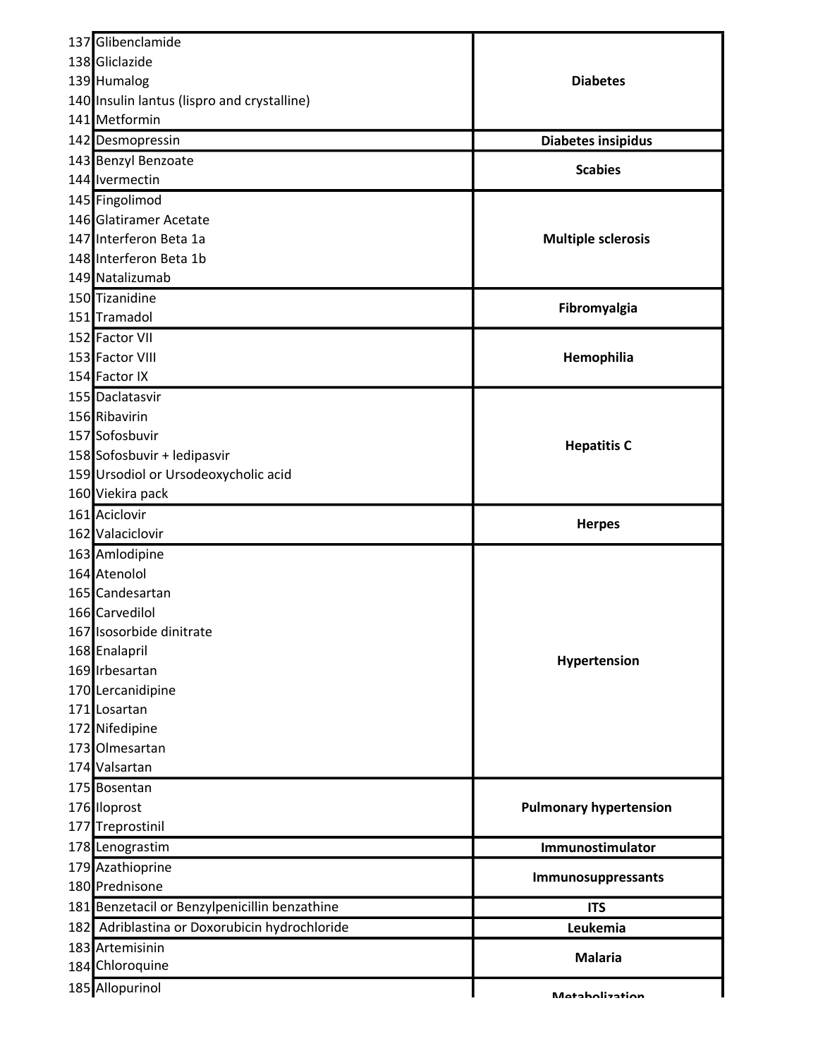| # | Drug | Condition |
|---|---|---|
| 137 | Glibenclamide | Diabetes |
| 138 | Gliclazide | |
| 139 | Humalog | |
| 140 | Insulin lantus (lispro and crystalline) | |
| 141 | Metformin | |
| 142 | Desmopressin | Diabetes insipidus |
| 143 | Benzyl Benzoate | Scabies |
| 144 | Ivermectin | |
| 145 | Fingolimod | Multiple sclerosis |
| 146 | Glatiramer Acetate | |
| 147 | Interferon Beta 1a | |
| 148 | Interferon Beta 1b | |
| 149 | Natalizumab | |
| 150 | Tizanidine | Fibromyalgia |
| 151 | Tramadol | |
| 152 | Factor VII | Hemophilia |
| 153 | Factor VIII | |
| 154 | Factor IX | |
| 155 | Daclatasvir | Hepatitis C |
| 156 | Ribavirin | |
| 157 | Sofosbuvir | |
| 158 | Sofosbuvir + ledipasvir | |
| 159 | Ursodiol or Ursodeoxycholic acid | |
| 160 | Viekira pack | |
| 161 | Aciclovir | Herpes |
| 162 | Valaciclovir | |
| 163 | Amlodipine | Hypertension |
| 164 | Atenolol | |
| 165 | Candesartan | |
| 166 | Carvedilol | |
| 167 | Isosorbide dinitrate | |
| 168 | Enalapril | |
| 169 | Irbesartan | |
| 170 | Lercanidipine | |
| 171 | Losartan | |
| 172 | Nifedipine | |
| 173 | Olmesartan | |
| 174 | Valsartan | |
| 175 | Bosentan | Pulmonary hypertension |
| 176 | Iloprost | |
| 177 | Treprostinil | |
| 178 | Lenograstim | Immunostimulator |
| 179 | Azathioprine | Immunosuppressants |
| 180 | Prednisone | |
| 181 | Benzetacil or Benzylpenicillin benzathine | ITS |
| 182 | Adriblastina or Doxorubicin hydrochloride | Leukemia |
| 183 | Artemisinin | Malaria |
| 184 | Chloroquine | |
| 185 | Allopurinol | Metabolization |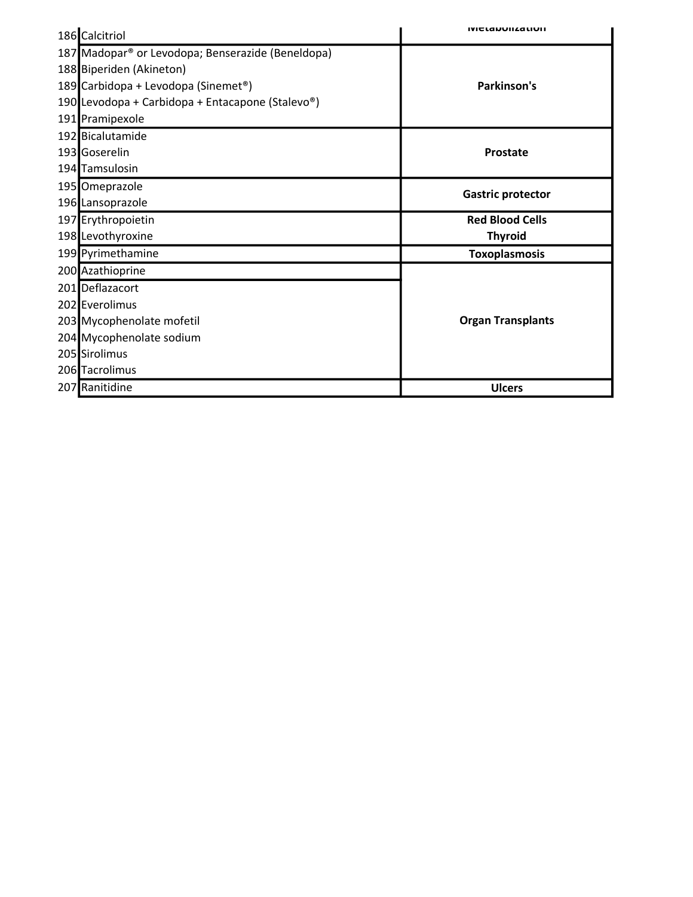| | | |
|---|---|---|
| 186 | Calcitriol | **Metabolization** |
| 187 | Madopar® or Levodopa; Benserazide (Beneldopa) | **Parkinson's** |
| 188 | Biperiden (Akineton) | |
| 189 | Carbidopa + Levodopa (Sinemet®) | |
| 190 | Levodopa + Carbidopa + Entacapone (Stalevo®) | |
| 191 | Pramipexole | |
| 192 | Bicalutamide | **Prostate** |
| 193 | Goserelin | |
| 194 | Tamsulosin | |
| 195 | Omeprazole | **Gastric protector** |
| 196 | Lansoprazole | |
| 197 | Erythropoietin | **Red Blood Cells** |
| 198 | Levothyroxine | **Thyroid** |
| 199 | Pyrimethamine | **Toxoplasmosis** |
| 200 | Azathioprine | **Organ Transplants** |
| 201 | Deflazacort | |
| 202 | Everolimus | |
| 203 | Mycophenolate mofetil | |
| 204 | Mycophenolate sodium | |
| 205 | Sirolimus | |
| 206 | Tacrolimus | |
| 207 | Ranitidine | **Ulcers** |